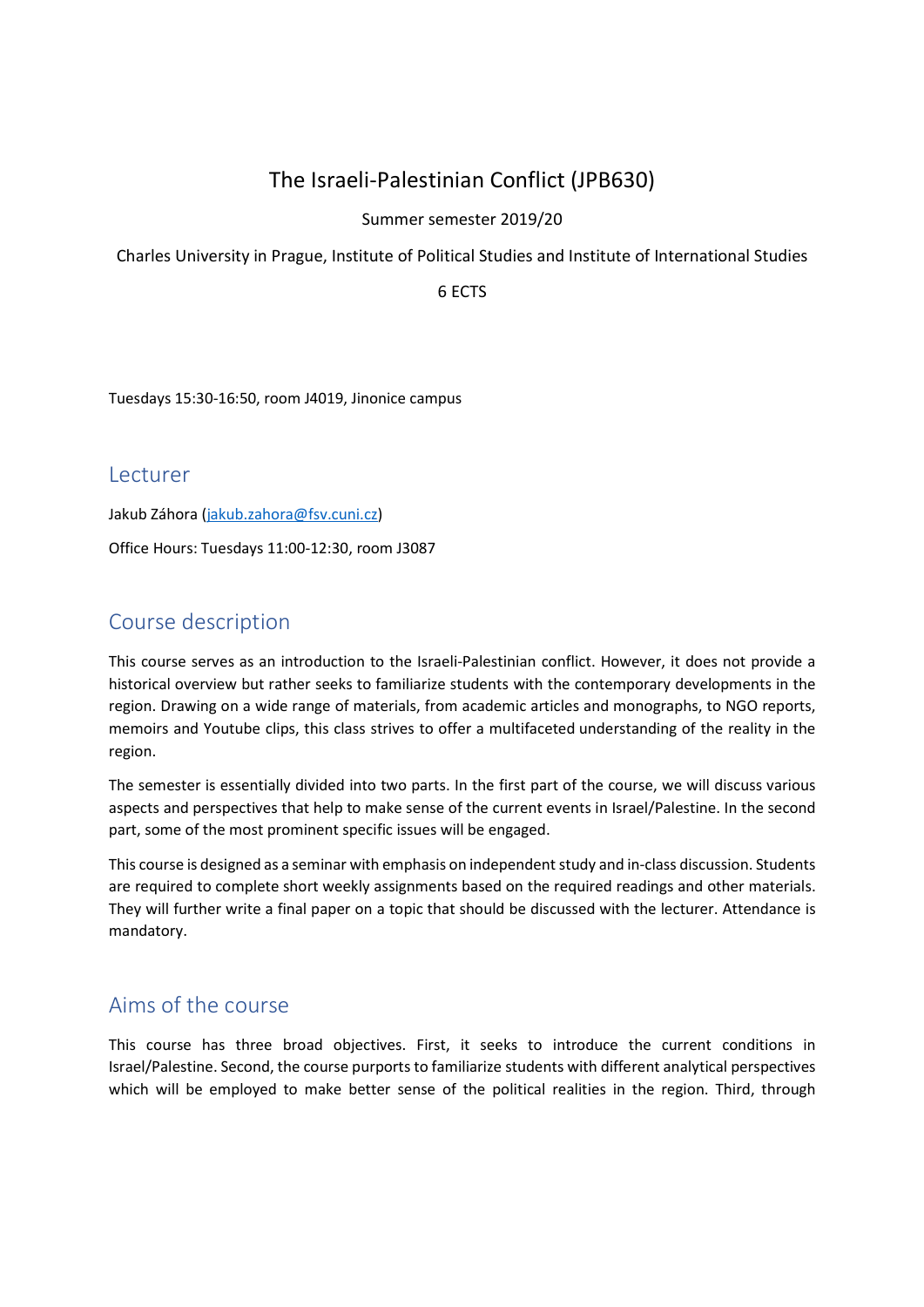# The Israeli-Palestinian Conflict (JPB630)

Summer semester 2019/20

Charles University in Prague, Institute of Political Studies and Institute of International Studies

6 ECTS

Tuesdays 15:30-16:50, room J4019, Jinonice campus

## Lecturer

Jakub Záhora (jakub.zahora@fsv.cuni.cz)

Office Hours: Tuesdays 11:00-12:30, room J3087

## Course description

This course serves as an introduction to the Israeli-Palestinian conflict. However, it does not provide a historical overview but rather seeks to familiarize students with the contemporary developments in the region. Drawing on a wide range of materials, from academic articles and monographs, to NGO reports, memoirs and Youtube clips, this class strives to offer a multifaceted understanding of the reality in the region.

The semester is essentially divided into two parts. In the first part of the course, we will discuss various aspects and perspectives that help to make sense of the current events in Israel/Palestine. In the second part, some of the most prominent specific issues will be engaged.

This course is designed as a seminar with emphasis on independent study and in-class discussion. Students are required to complete short weekly assignments based on the required readings and other materials. They will further write a final paper on a topic that should be discussed with the lecturer. Attendance is mandatory.

## Aims of the course

This course has three broad objectives. First, it seeks to introduce the current conditions in Israel/Palestine. Second, the course purports to familiarize students with different analytical perspectives which will be employed to make better sense of the political realities in the region. Third, through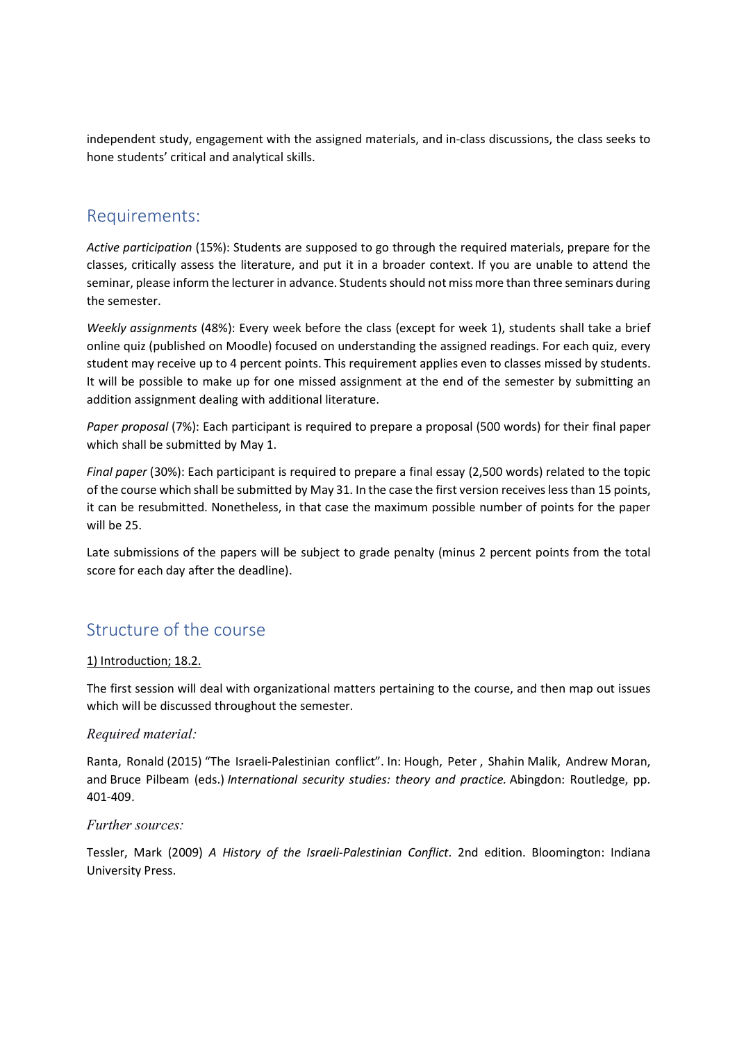independent study, engagement with the assigned materials, and in-class discussions, the class seeks to hone students' critical and analytical skills.

## Requirements:

*Active participation* (15%): Students are supposed to go through the required materials, prepare for the classes, critically assess the literature, and put it in a broader context. If you are unable to attend the seminar, please inform the lecturer in advance. Students should not miss more than three seminars during the semester.

*Weekly assignments* (48%): Every week before the class (except for week 1), students shall take a brief online quiz (published on Moodle) focused on understanding the assigned readings. For each quiz, every student may receive up to 4 percent points. This requirement applies even to classes missed by students. It will be possible to make up for one missed assignment at the end of the semester by submitting an addition assignment dealing with additional literature.

*Paper proposal* (7%): Each participant is required to prepare a proposal (500 words) for their final paper which shall be submitted by May 1.

*Final paper* (30%): Each participant is required to prepare a final essay (2,500 words) related to the topic of the course which shall be submitted by May 31. In the case the first version receives less than 15 points, it can be resubmitted. Nonetheless, in that case the maximum possible number of points for the paper will be 25.

Late submissions of the papers will be subject to grade penalty (minus 2 percent points from the total score for each day after the deadline).

## Structure of the course

1) Introduction; 18.2.

The first session will deal with organizational matters pertaining to the course, and then map out issues which will be discussed throughout the semester.

### *Required material:*

Ranta, Ronald (2015) "The Israeli-Palestinian conflict". In: Hough, Peter , Shahin Malik, Andrew Moran, and Bruce Pilbeam (eds.) *International security studies: theory and practice.* Abingdon: Routledge, pp. 401-409.

### *Further sources:*

Tessler, Mark (2009) *A History of the Israeli-Palestinian Conflict*. 2nd edition. Bloomington: Indiana University Press.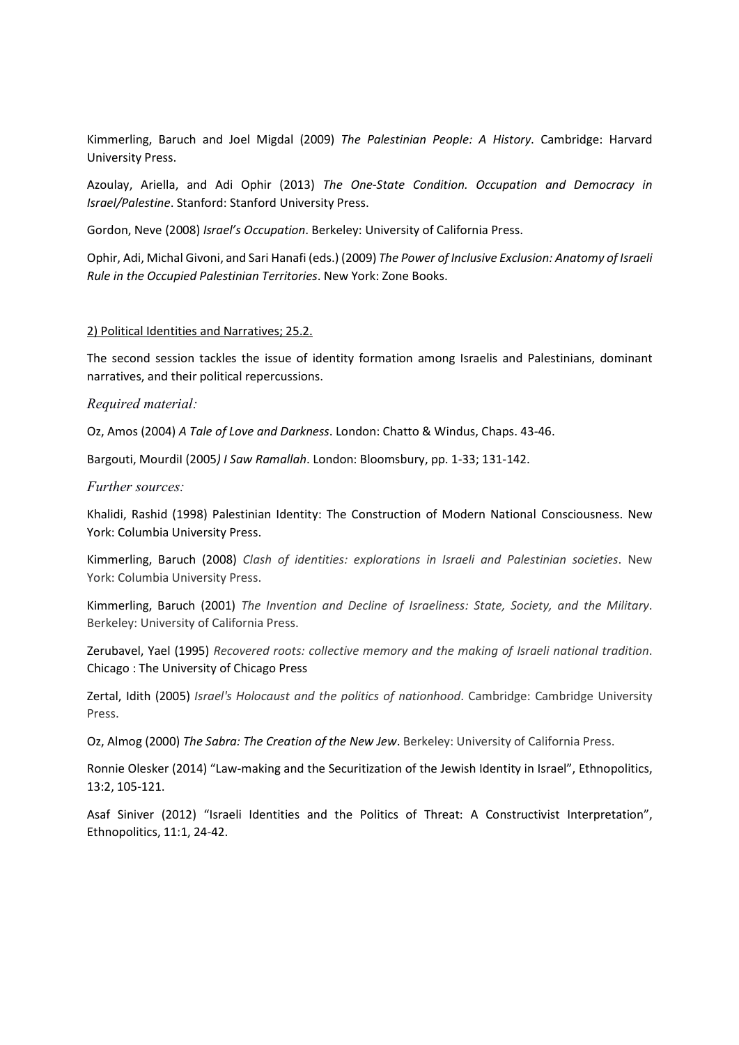Kimmerling, Baruch and Joel Migdal (2009) *The Palestinian People: A History*. Cambridge: Harvard University Press.

Azoulay, Ariella, and Adi Ophir (2013) *The One-State Condition. Occupation and Democracy in Israel/Palestine*. Stanford: Stanford University Press.

Gordon, Neve (2008) *Israel's Occupation*. Berkeley: University of California Press.

Ophir, Adi, Michal Givoni, and Sari Hanafi (eds.) (2009) *The Power of Inclusive Exclusion: Anatomy of Israeli Rule in the Occupied Palestinian Territories*. New York: Zone Books.

<u>2) Political Identities and Narratives; 25.2.</u>

The second session tackles the issue of identity formation among Israelis and Palestinians, dominant narratives, and their political repercussions.

*Required material:*

Oz, Amos (2004) *A Tale of Love and Darkness*. London: Chatto & Windus, Chaps. 43-46.

Bargouti, Mourdil (2005*) I Saw Ramallah*. London: Bloomsbury, pp. 1-33; 131-142.

*Further sources:*

Khalidi, Rashid (1998) Palestinian Identity: The Construction of Modern National Consciousness. New York: Columbia University Press.

Kimmerling, Baruch (2008) *Clash of identities: explorations in Israeli and Palestinian societies*. New York: Columbia University Press.

Kimmerling, Baruch (2001) *The Invention and Decline of Israeliness: State, Society, and the Military*. Berkeley: University of California Press.

Zerubavel, Yael (1995) *Recovered roots: collective memory and the making of Israeli national tradition*. Chicago : The University of Chicago Press

Zertal, Idith (2005) *Israel's Holocaust and the politics of nationhood*. Cambridge: Cambridge University Press.

Oz, Almog (2000) *The Sabra: The Creation of the New Jew*. Berkeley: University of California Press.

Ronnie Olesker (2014) "Law-making and the Securitization of the Jewish Identity in Israel", Ethnopolitics, 13:2, 105-121.

Asaf Siniver (2012) "Israeli Identities and the Politics of Threat: A Constructivist Interpretation", Ethnopolitics, 11:1, 24-42.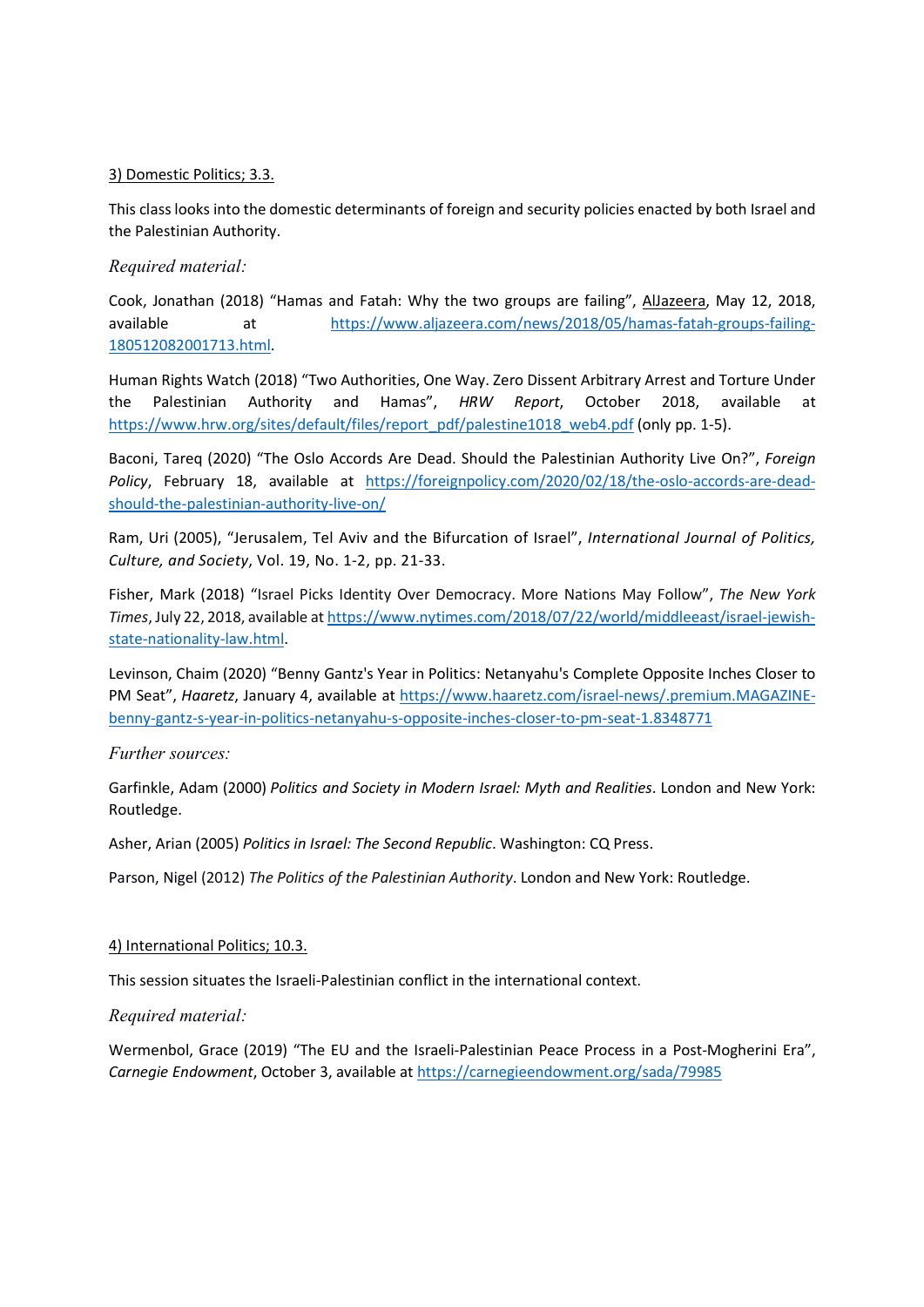3) Domestic Politics; 3.3.

This class looks into the domestic determinants of foreign and security policies enacted by both Israel and the Palestinian Authority.

*Required material:*

Cook, Jonathan (2018) "Hamas and Fatah: Why the two groups are failing", AlJazeera, May 12, 2018, available at https://www.aljazeera.com/news/2018/05/hamas-fatah-groups-failing-180512082001713.html.

Human Rights Watch (2018) "Two Authorities, One Way. Zero Dissent Arbitrary Arrest and Torture Under the Palestinian Authority and Hamas", *HRW Report*, October 2018, available at https://www.hrw.org/sites/default/files/report_pdf/palestine1018_web4.pdf (only pp. 1-5).

Baconi, Tareq (2020) "The Oslo Accords Are Dead. Should the Palestinian Authority Live On?", *Foreign Policy*, February 18, available at https://foreignpolicy.com/2020/02/18/the-oslo-accords-are-dead-should-the-palestinian-authority-live-on/

Ram, Uri (2005), "Jerusalem, Tel Aviv and the Bifurcation of Israel", *International Journal of Politics, Culture, and Society*, Vol. 19, No. 1-2, pp. 21-33.

Fisher, Mark (2018) "Israel Picks Identity Over Democracy. More Nations May Follow", *The New York Times*, July 22, 2018, available at https://www.nytimes.com/2018/07/22/world/middleeast/israel-jewish-state-nationality-law.html.

Levinson, Chaim (2020) "Benny Gantz's Year in Politics: Netanyahu's Complete Opposite Inches Closer to PM Seat", *Haaretz*, January 4, available at https://www.haaretz.com/israel-news/.premium.MAGAZINE-benny-gantz-s-year-in-politics-netanyahu-s-opposite-inches-closer-to-pm-seat-1.8348771

*Further sources:*

Garfinkle, Adam (2000) *Politics and Society in Modern Israel: Myth and Realities*. London and New York: Routledge.

Asher, Arian (2005) *Politics in Israel: The Second Republic*. Washington: CQ Press.

Parson, Nigel (2012) *The Politics of the Palestinian Authority*. London and New York: Routledge.

4) International Politics; 10.3.

This session situates the Israeli-Palestinian conflict in the international context.

*Required material:*

Wermenbol, Grace (2019) "The EU and the Israeli-Palestinian Peace Process in a Post-Mogherini Era", *Carnegie Endowment*, October 3, available at https://carnegieendowment.org/sada/79985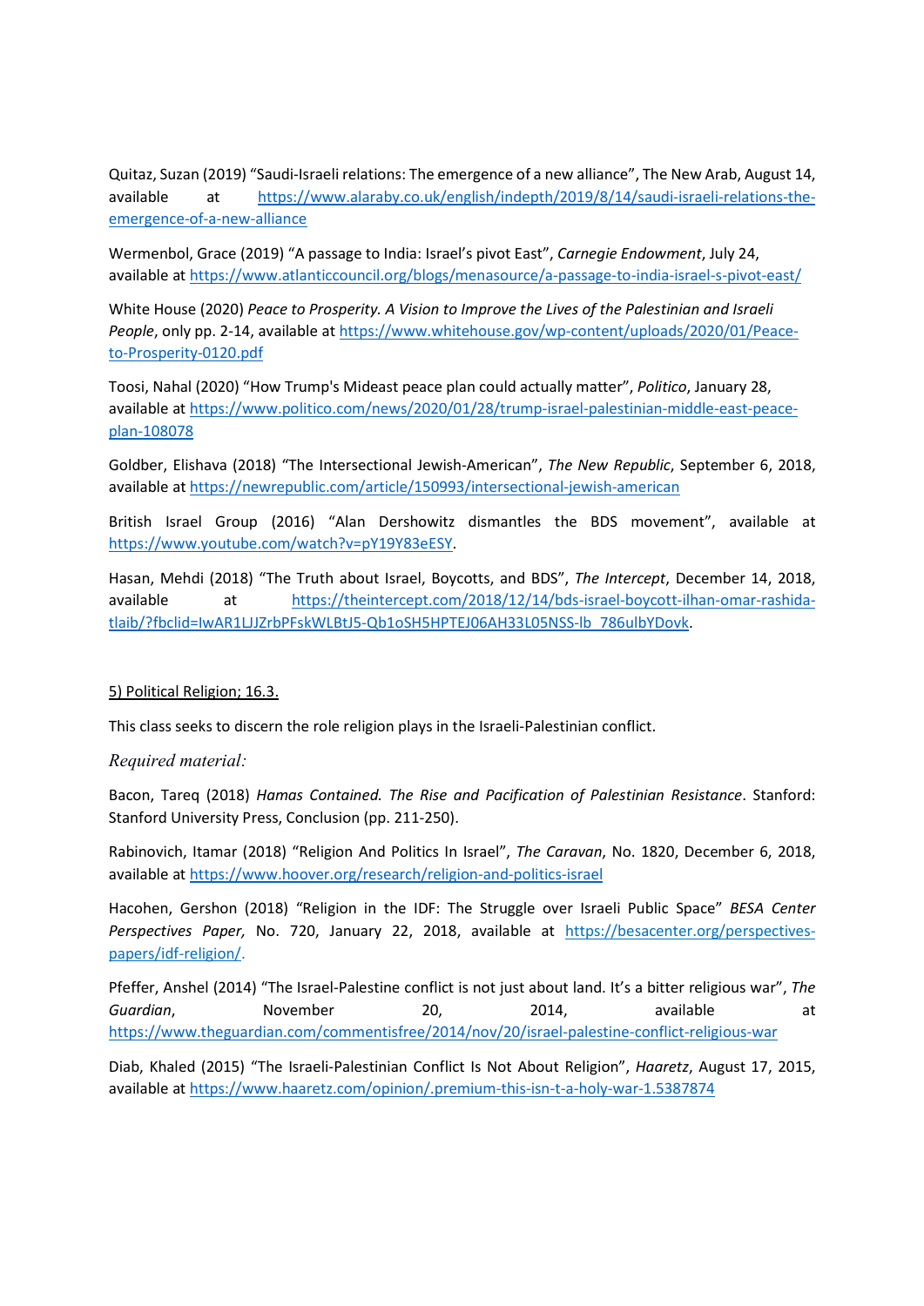Quitaz, Suzan (2019) "Saudi-Israeli relations: The emergence of a new alliance", The New Arab, August 14, available at https://www.alaraby.co.uk/english/indepth/2019/8/14/saudi-israeli-relations-the-emergence-of-a-new-alliance

Wermenbol, Grace (2019) "A passage to India: Israel's pivot East", *Carnegie Endowment*, July 24, available at https://www.atlanticcouncil.org/blogs/menasource/a-passage-to-india-israel-s-pivot-east/

White House (2020) *Peace to Prosperity. A Vision to Improve the Lives of the Palestinian and Israeli People*, only pp. 2-14, available at https://www.whitehouse.gov/wp-content/uploads/2020/01/Peace-to-Prosperity-0120.pdf

Toosi, Nahal (2020) "How Trump's Mideast peace plan could actually matter", *Politico*, January 28, available at https://www.politico.com/news/2020/01/28/trump-israel-palestinian-middle-east-peace-plan-108078

Goldber, Elishava (2018) "The Intersectional Jewish-American", *The New Republic*, September 6, 2018, available at https://newrepublic.com/article/150993/intersectional-jewish-american

British Israel Group (2016) "Alan Dershowitz dismantles the BDS movement", available at https://www.youtube.com/watch?v=pY19Y83eESY.

Hasan, Mehdi (2018) "The Truth about Israel, Boycotts, and BDS", *The Intercept*, December 14, 2018, available at https://theintercept.com/2018/12/14/bds-israel-boycott-ilhan-omar-rashida-tlaib/?fbclid=IwAR1LJJZrbPFskWLBtJ5-Qb1oSH5HPTEJ06AH33L05NSS-lb_786ulbYDovk.

5) Political Religion; 16.3.

This class seeks to discern the role religion plays in the Israeli-Palestinian conflict.

*Required material:*

Bacon, Tareq (2018) *Hamas Contained. The Rise and Pacification of Palestinian Resistance*. Stanford: Stanford University Press, Conclusion (pp. 211-250).

Rabinovich, Itamar (2018) "Religion And Politics In Israel", *The Caravan*, No. 1820, December 6, 2018, available at https://www.hoover.org/research/religion-and-politics-israel

Hacohen, Gershon (2018) "Religion in the IDF: The Struggle over Israeli Public Space" *BESA Center Perspectives Paper,* No. 720, January 22, 2018, available at https://besacenter.org/perspectives-papers/idf-religion/.

Pfeffer, Anshel (2014) "The Israel-Palestine conflict is not just about land. It's a bitter religious war", *The Guardian*, November 20, 2014, available at https://www.theguardian.com/commentisfree/2014/nov/20/israel-palestine-conflict-religious-war

Diab, Khaled (2015) "The Israeli-Palestinian Conflict Is Not About Religion", *Haaretz*, August 17, 2015, available at https://www.haaretz.com/opinion/.premium-this-isn-t-a-holy-war-1.5387874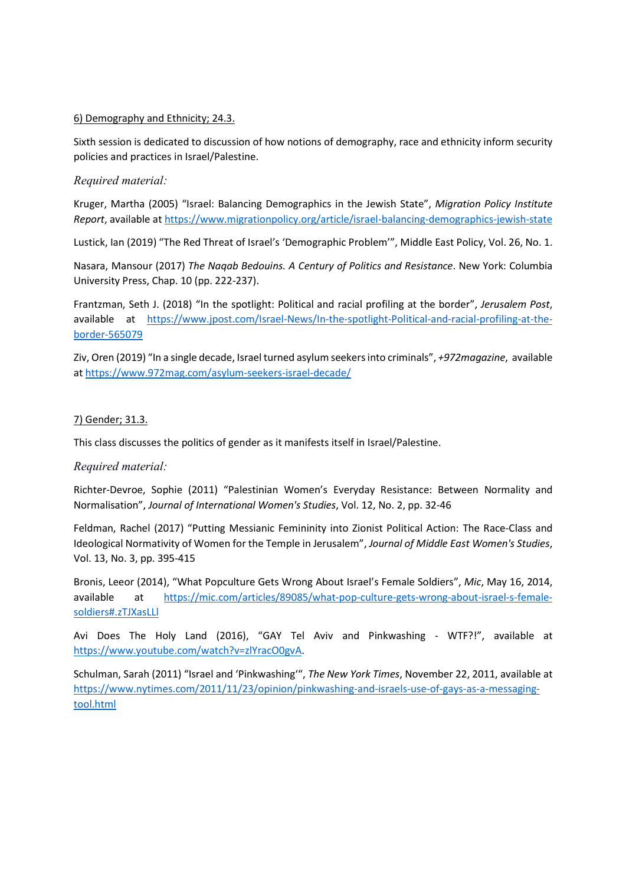<u>6) Demography and Ethnicity; 24.3.</u>

Sixth session is dedicated to discussion of how notions of demography, race and ethnicity inform security policies and practices in Israel/Palestine.

*Required material:*

Kruger, Martha (2005) "Israel: Balancing Demographics in the Jewish State", *Migration Policy Institute Report*, available at https://www.migrationpolicy.org/article/israel-balancing-demographics-jewish-state

Lustick, Ian (2019) "The Red Threat of Israel's 'Demographic Problem'", Middle East Policy, Vol. 26, No. 1.

Nasara, Mansour (2017) *The Naqab Bedouins. A Century of Politics and Resistance*. New York: Columbia University Press, Chap. 10 (pp. 222-237).

Frantzman, Seth J. (2018) "In the spotlight: Political and racial profiling at the border", *Jerusalem Post*, available at https://www.jpost.com/Israel-News/In-the-spotlight-Political-and-racial-profiling-at-the-border-565079

Ziv, Oren (2019) "In a single decade, Israel turned asylum seekers into criminals", *+972magazine*, available at https://www.972mag.com/asylum-seekers-israel-decade/

<u>7) Gender; 31.3.</u>

This class discusses the politics of gender as it manifests itself in Israel/Palestine.

*Required material:*

Richter-Devroe, Sophie (2011) "Palestinian Women's Everyday Resistance: Between Normality and Normalisation", *Journal of International Women's Studies*, Vol. 12, No. 2, pp. 32-46

Feldman, Rachel (2017) "Putting Messianic Femininity into Zionist Political Action: The Race-Class and Ideological Normativity of Women for the Temple in Jerusalem", *Journal of Middle East Women's Studies*, Vol. 13, No. 3, pp. 395-415

Bronis, Leeor (2014), "What Popculture Gets Wrong About Israel's Female Soldiers", *Mic*, May 16, 2014, available at https://mic.com/articles/89085/what-pop-culture-gets-wrong-about-israel-s-female-soldiers#.zTJXasLLl

Avi Does The Holy Land (2016), "GAY Tel Aviv and Pinkwashing - WTF?!", available at https://www.youtube.com/watch?v=zlYracO0gvA.

Schulman, Sarah (2011) "Israel and 'Pinkwashing'", *The New York Times*, November 22, 2011, available at https://www.nytimes.com/2011/11/23/opinion/pinkwashing-and-israels-use-of-gays-as-a-messaging-tool.html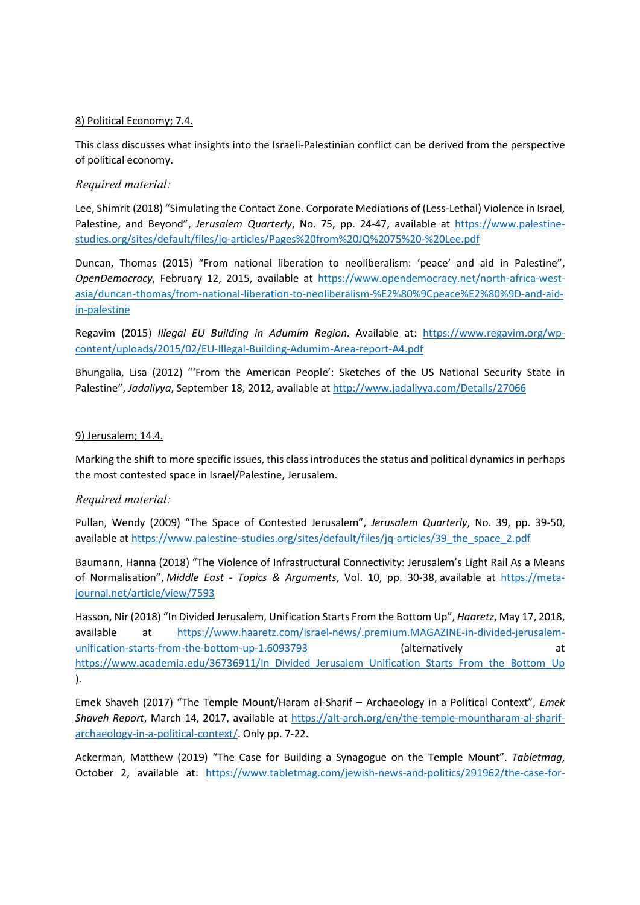8) Political Economy; 7.4.

This class discusses what insights into the Israeli-Palestinian conflict can be derived from the perspective of political economy.

*Required material:*

Lee, Shimrit (2018) "Simulating the Contact Zone. Corporate Mediations of (Less-Lethal) Violence in Israel, Palestine, and Beyond", *Jerusalem Quarterly*, No. 75, pp. 24-47, available at https://www.palestine-studies.org/sites/default/files/jq-articles/Pages%20from%20JQ%2075%20-%20Lee.pdf

Duncan, Thomas (2015) "From national liberation to neoliberalism: 'peace' and aid in Palestine", *OpenDemocracy*, February 12, 2015, available at https://www.opendemocracy.net/north-africa-west-asia/duncan-thomas/from-national-liberation-to-neoliberalism-%E2%80%9Cpeace%E2%80%9D-and-aid-in-palestine

Regavim (2015) *Illegal EU Building in Adumim Region*. Available at: https://www.regavim.org/wp-content/uploads/2015/02/EU-Illegal-Building-Adumim-Area-report-A4.pdf

Bhungalia, Lisa (2012) "'From the American People': Sketches of the US National Security State in Palestine", *Jadaliyya*, September 18, 2012, available at http://www.jadaliyya.com/Details/27066

9) Jerusalem; 14.4.

Marking the shift to more specific issues, this class introduces the status and political dynamics in perhaps the most contested space in Israel/Palestine, Jerusalem.

*Required material:*

Pullan, Wendy (2009) "The Space of Contested Jerusalem", *Jerusalem Quarterly*, No. 39, pp. 39-50, available at https://www.palestine-studies.org/sites/default/files/jq-articles/39_the_space_2.pdf

Baumann, Hanna (2018) "The Violence of Infrastructural Connectivity: Jerusalem's Light Rail As a Means of Normalisation", *Middle East - Topics & Arguments*, Vol. 10, pp. 30-38, available at https://meta-journal.net/article/view/7593

Hasson, Nir (2018) "In Divided Jerusalem, Unification Starts From the Bottom Up", *Haaretz*, May 17, 2018, available at https://www.haaretz.com/israel-news/.premium.MAGAZINE-in-divided-jerusalem-unification-starts-from-the-bottom-up-1.6093793 (alternatively at https://www.academia.edu/36736911/In_Divided_Jerusalem_Unification_Starts_From_the_Bottom_Up).

Emek Shaveh (2017) "The Temple Mount/Haram al-Sharif – Archaeology in a Political Context", *Emek Shaveh Report*, March 14, 2017, available at https://alt-arch.org/en/the-temple-mountharam-al-sharif-archaeology-in-a-political-context/. Only pp. 7-22.

Ackerman, Matthew (2019) "The Case for Building a Synagogue on the Temple Mount". *Tabletmag*, October 2, available at: https://www.tabletmag.com/jewish-news-and-politics/291962/the-case-for-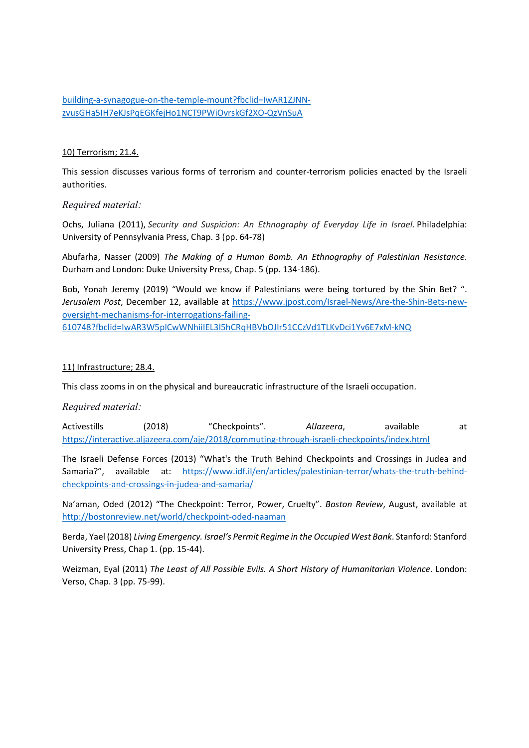[building-a-synagogue-on-the-temple-mount?fbclid=IwAR1ZJNN-zvusGHa5IH7eKJsPqEGKfejHo1NCT9PWiOvrskGf2XO-QzVnSuA](building-a-synagogue-on-the-temple-mount?fbclid=IwAR1ZJNN-zvusGHa5IH7eKJsPqEGKfejHo1NCT9PWiOvrskGf2XO-QzVnSuA)

## 10) Terrorism; 21.4.

This session discusses various forms of terrorism and counter-terrorism policies enacted by the Israeli authorities.

*Required material:*

Ochs, Juliana (2011), *Security and Suspicion: An Ethnography of Everyday Life in Israel.* Philadelphia: University of Pennsylvania Press, Chap. 3 (pp. 64-78)

Abufarha, Nasser (2009) *The Making of a Human Bomb. An Ethnography of Palestinian Resistance*. Durham and London: Duke University Press, Chap. 5 (pp. 134-186).

Bob, Yonah Jeremy (2019) "Would we know if Palestinians were being tortured by the Shin Bet? ". *Jerusalem Post*, December 12, available at [https://www.jpost.com/Israel-News/Are-the-Shin-Bets-new-oversight-mechanisms-for-interrogations-failing-610748?fbclid=IwAR3W5pICwWNhiiIEL3l5hCRqHBVbOJIr51CCzVd1TLKvDci1Yv6E7xM-kNQ](https://www.jpost.com/Israel-News/Are-the-Shin-Bets-new-oversight-mechanisms-for-interrogations-failing-610748?fbclid=IwAR3W5pICwWNhiiIEL3l5hCRqHBVbOJIr51CCzVd1TLKvDci1Yv6E7xM-kNQ)

## 11) Infrastructure; 28.4.

This class zooms in on the physical and bureaucratic infrastructure of the Israeli occupation.

*Required material:*

Activestills (2018) "Checkpoints". *AlJazeera*, available at [https://interactive.aljazeera.com/aje/2018/commuting-through-israeli-checkpoints/index.html](https://interactive.aljazeera.com/aje/2018/commuting-through-israeli-checkpoints/index.html)

The Israeli Defense Forces (2013) "What's the Truth Behind Checkpoints and Crossings in Judea and Samaria?", available at: [https://www.idf.il/en/articles/palestinian-terror/whats-the-truth-behind-checkpoints-and-crossings-in-judea-and-samaria/](https://www.idf.il/en/articles/palestinian-terror/whats-the-truth-behind-checkpoints-and-crossings-in-judea-and-samaria/)

Na'aman, Oded (2012) "The Checkpoint: Terror, Power, Cruelty". *Boston Review*, August, available at [http://bostonreview.net/world/checkpoint-oded-naaman](http://bostonreview.net/world/checkpoint-oded-naaman)

Berda, Yael (2018) *Living Emergency. Israel's Permit Regime in the Occupied West Bank*. Stanford: Stanford University Press, Chap 1. (pp. 15-44).

Weizman, Eyal (2011) *The Least of All Possible Evils. A Short History of Humanitarian Violence*. London: Verso, Chap. 3 (pp. 75-99).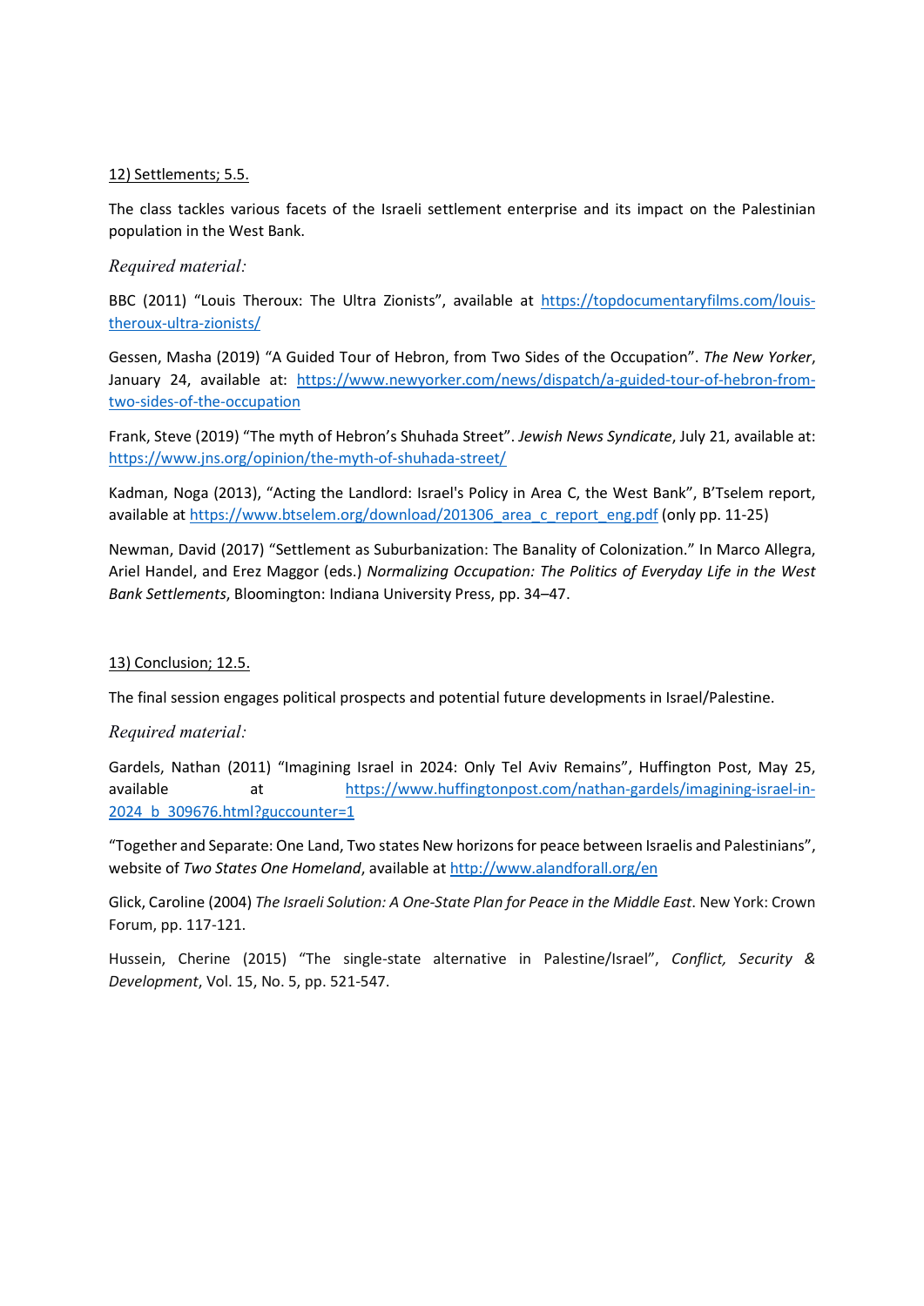12) Settlements; 5.5.

The class tackles various facets of the Israeli settlement enterprise and its impact on the Palestinian population in the West Bank.

*Required material:*

BBC (2011) “Louis Theroux: The Ultra Zionists”, available at https://topdocumentaryfilms.com/louis-theroux-ultra-zionists/

Gessen, Masha (2019) “A Guided Tour of Hebron, from Two Sides of the Occupation”. *The New Yorker*, January 24, available at: https://www.newyorker.com/news/dispatch/a-guided-tour-of-hebron-from-two-sides-of-the-occupation

Frank, Steve (2019) “The myth of Hebron’s Shuhada Street”. *Jewish News Syndicate*, July 21, available at: https://www.jns.org/opinion/the-myth-of-shuhada-street/

Kadman, Noga (2013), “Acting the Landlord: Israel's Policy in Area C, the West Bank”, B’Tselem report, available at https://www.btselem.org/download/201306_area_c_report_eng.pdf (only pp. 11-25)

Newman, David (2017) “Settlement as Suburbanization: The Banality of Colonization.” In Marco Allegra, Ariel Handel, and Erez Maggor (eds.) *Normalizing Occupation: The Politics of Everyday Life in the West Bank Settlements*, Bloomington: Indiana University Press, pp. 34–47.

13) Conclusion; 12.5.

The final session engages political prospects and potential future developments in Israel/Palestine.

*Required material:*

Gardels, Nathan (2011) “Imagining Israel in 2024: Only Tel Aviv Remains”, Huffington Post, May 25, available at https://www.huffingtonpost.com/nathan-gardels/imagining-israel-in-2024_b_309676.html?guccounter=1

“Together and Separate: One Land, Two states New horizons for peace between Israelis and Palestinians”, website of *Two States One Homeland*, available at http://www.alandforall.org/en

Glick, Caroline (2004) *The Israeli Solution: A One-State Plan for Peace in the Middle East*. New York: Crown Forum, pp. 117-121.

Hussein, Cherine (2015) “The single-state alternative in Palestine/Israel”, *Conflict, Security & Development*, Vol. 15, No. 5, pp. 521-547.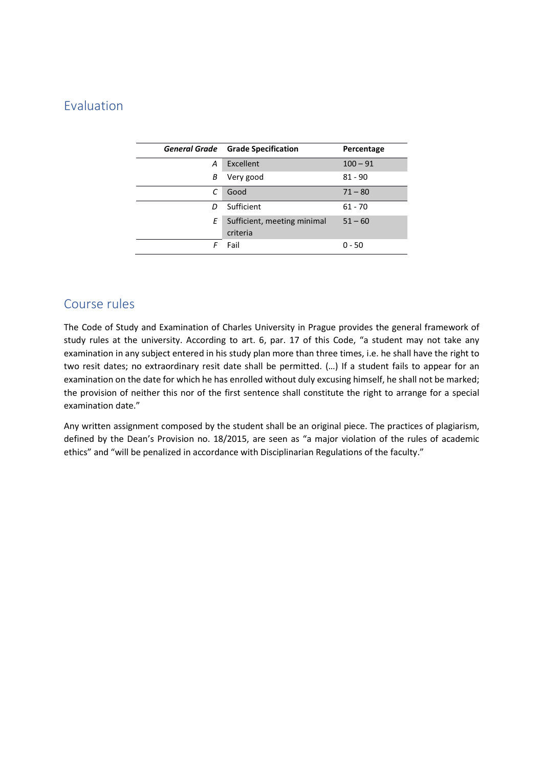## Evaluation

| *General Grade* | Grade Specification | Percentage |
|---|---|---|
| *A* | Excellent | 100 – 91 |
| *B* | Very good | 81 - 90 |
| *C* | Good | 71 – 80 |
| *D* | Sufficient | 61 - 70 |
| *E* | Sufficient, meeting minimal criteria | 51 – 60 |
| *F* | Fail | 0 - 50 |

## Course rules

The Code of Study and Examination of Charles University in Prague provides the general framework of study rules at the university. According to art. 6, par. 17 of this Code, "a student may not take any examination in any subject entered in his study plan more than three times, i.e. he shall have the right to two resit dates; no extraordinary resit date shall be permitted. (…) If a student fails to appear for an examination on the date for which he has enrolled without duly excusing himself, he shall not be marked; the provision of neither this nor of the first sentence shall constitute the right to arrange for a special examination date."

Any written assignment composed by the student shall be an original piece. The practices of plagiarism, defined by the Dean's Provision no. 18/2015, are seen as "a major violation of the rules of academic ethics" and "will be penalized in accordance with Disciplinarian Regulations of the faculty."